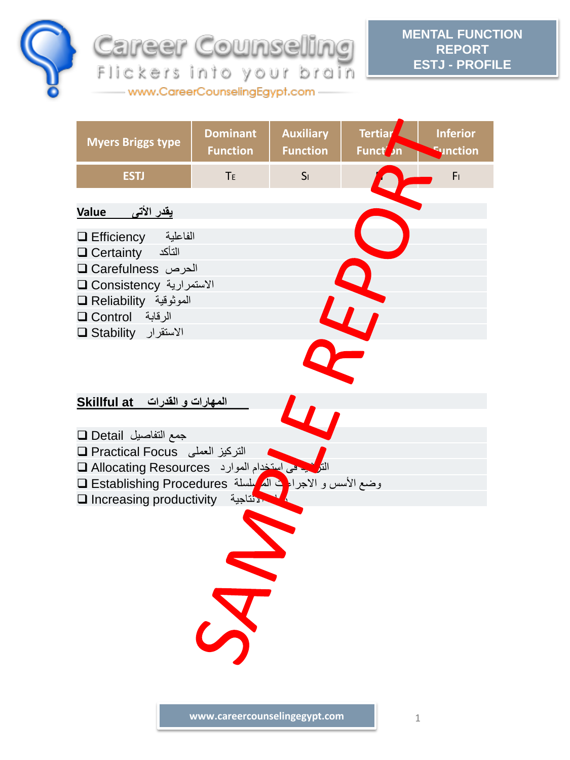Career Counseling

Flickers into your brain

www.CareerCounselingEgypt.com

**MENTAL FUNCTION REPORT**
**ESTJ - PROFILE**

| Myers Briggs type | Dominant Function | Auxiliary Function | Tertiary Function | Inferior Function |
|---|---|---|---|---|
| ESTJ | $T_E$ | $S_I$ | $N_E$ | $F_I$ |

SAMPLE REPORT

**Value يقدر الأتى**

- ❑ Efficiency الفاعلية
- ❑ Certainty التأكد
- ❑ Carefulness الحرص
- ❑ Consistency الاستمرارية
- ❑ Reliability الموثوقية
- ❑ Control الرقابة
- ❑ Stability الاستقرار

**Skillful at المهارات و القدرات**

- ❑ Detail جمع التفاصيل
- ❑ Practical Focus التركيز العملى
- ❑ Allocating Resources الترشيد فى استخدام الموارد
- ❑ Establishing Procedures وضع الأسس و الاجراءات المتسلسلة
- ❑ Increasing productivity زيادة الانتاجية

www.careercounselingegypt.com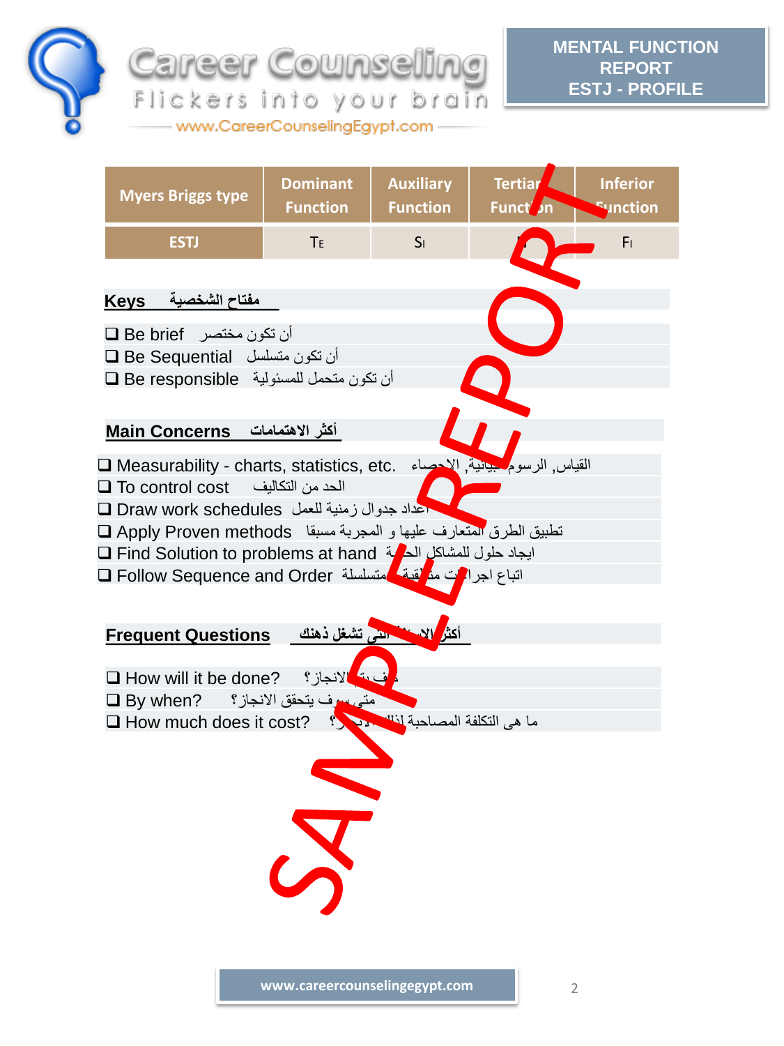# Career Counseling

Flickers into your brain

www.CareerCounselingEgypt.com

**MENTAL FUNCTION REPORT**
**ESTJ - PROFILE**

| Myers Briggs type | Dominant Function | Auxiliary Function | Tertiary Function | Inferior Function |
|---|---|---|---|---|
| ESTJ | $T_E$ | $S_I$ | N | $F_I$ |

## Keys مفتاح الشخصية

- ❑ Be brief أن تكون مختصر
- ❑ Be Sequential أن تكون متسلسل
- ❑ Be responsible أن تكون متحمل للمسئولية

## Main Concerns أكثر الاهتمامات

- ❑ Measurability - charts, statistics, etc. القياس, الرسوم البيانية, الاحصاء
- ❑ To control cost الحد من التكاليف
- ❑ Draw work schedules أعداد جدول زمنية للعمل
- ❑ Apply Proven methods تطبيق الطرق المتعارف عليها و المجربة مسبقا
- ❑ Find Solution to problems at hand ايجاد حلول للمشاكل الحالية
- ❑ Follow Sequence and Order اتباع اجراءات منطقية متسلسلة

## Frequent Questions أكثر الاسئلة التي تشغل ذهنك

- ❑ How will it be done? كيف يتم الانجاز؟
- ❑ By when? متى سوف يتحقق الانجاز؟
- ❑ How much does it cost? ما هى التكلفة المصاحبة لذلك الانجاز؟

SAMPLE REPORT

www.careercounselingegypt.com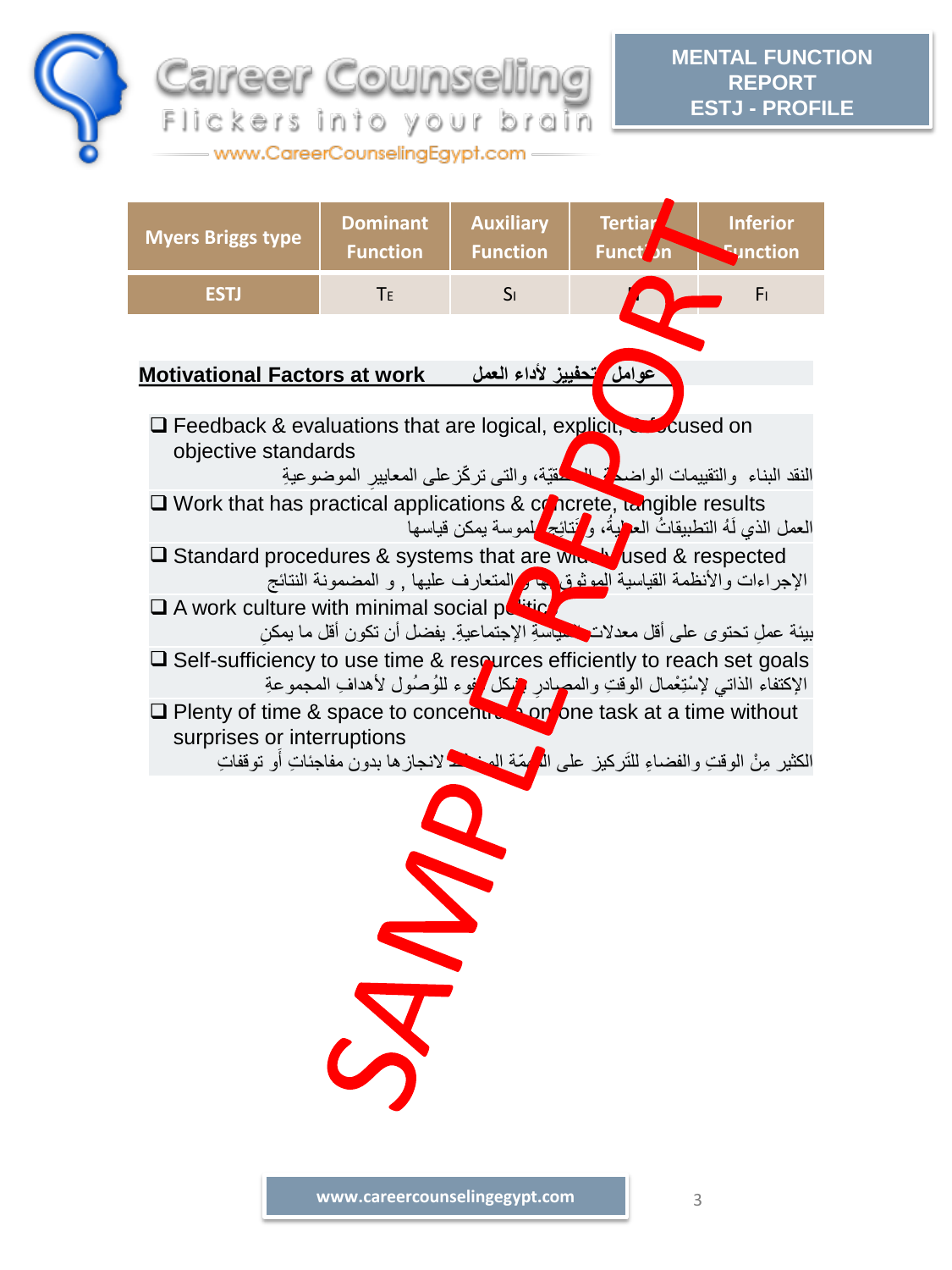**MENTAL FUNCTION REPORT**
**ESTJ - PROFILE**

| Myers Briggs type | Dominant Function | Auxiliary Function | Tertiary Function | Inferior Function |
|---|---|---|---|---|
| ESTJ | TE | SI | N | FI |

**Motivational Factors at work** عوامل تحفيز لأداء العمل

- Feedback & evaluations that are logical, explicit, & focused on objective standards
  النقد البناء والتقييمات الواضحة المنطقيّة، والتى تركّز على المعايير الموضوعية
- Work that has practical applications & concrete, tangible results
  العمل الذي لَهُ التطبيقاتُ العمليةُ، ونَتائِج ملموسة يمكن قياسها
- Standard procedures & systems that are widely used & respected
  الإجراءات والأنظمة القياسية الموثوق بها و المتعارف عليها , و المضمونة النتائج
- A work culture with minimal social politics
  بيئة عملِ تحتوى على أقل معدلات السياسةِ الإجتماعيةِ. يفضل أن تكون أقل ما يمكنِ
- Self-sufficiency to use time & resources efficiently to reach set goals
  الإكتفاء الذاتي لإسْتِعْمال الوقتِ والمصادرِ بشكل كفوء للوُصُول لأهدافِ المجموعةِ
- Plenty of time & space to concentrate on one task at a time without surprises or interruptions
  الكثير مِنْ الوقتِ والفضاءِ للتَركيز على المُهمّة المنفردة لانجازها بدون مفاجئاتِ أَو توقفاتِ

SAMPLE REPORT